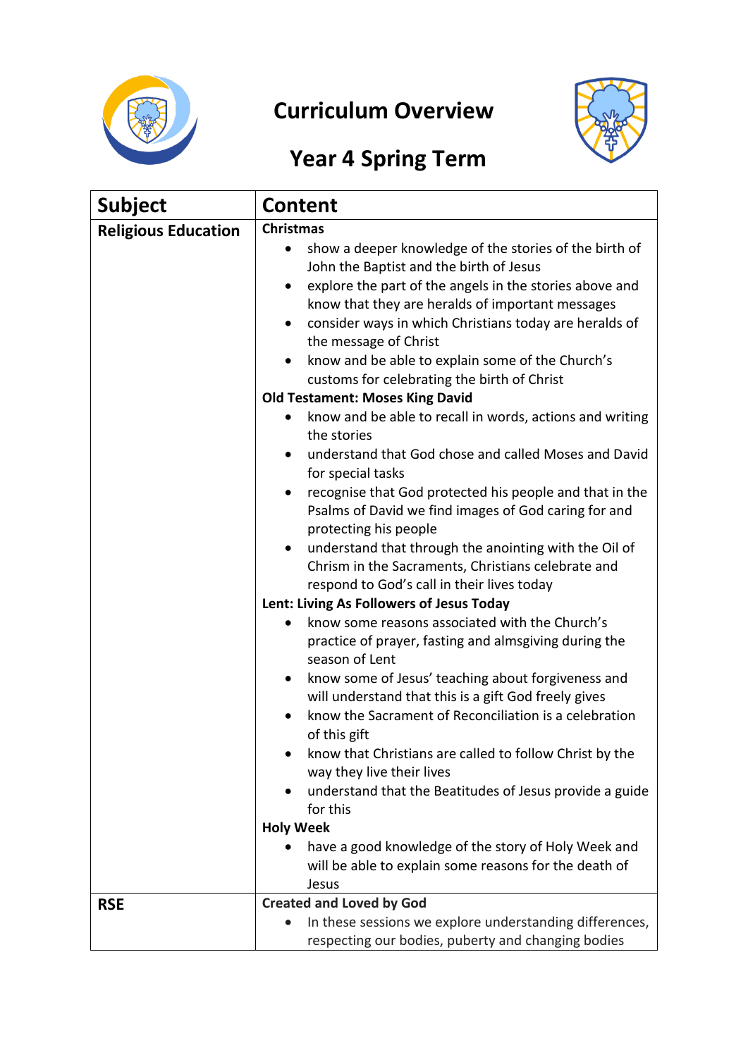# Curriculum Overview

## Year 4 Spring Term

| Subject | Content |
| --- | --- |
| **Religious Education** | **Christmas**<br>• show a deeper knowledge of the stories of the birth of John the Baptist and the birth of Jesus<br>• explore the part of the angels in the stories above and know that they are heralds of important messages<br>• consider ways in which Christians today are heralds of the message of Christ<br>• know and be able to explain some of the Church's customs for celebrating the birth of Christ<br>**Old Testament: Moses King David**<br>• know and be able to recall in words, actions and writing the stories<br>• understand that God chose and called Moses and David for special tasks<br>• recognise that God protected his people and that in the Psalms of David we find images of God caring for and protecting his people<br>• understand that through the anointing with the Oil of Chrism in the Sacraments, Christians celebrate and respond to God's call in their lives today<br>**Lent: Living As Followers of Jesus Today**<br>• know some reasons associated with the Church's practice of prayer, fasting and almsgiving during the season of Lent<br>• know some of Jesus' teaching about forgiveness and will understand that this is a gift God freely gives<br>• know the Sacrament of Reconciliation is a celebration of this gift<br>• know that Christians are called to follow Christ by the way they live their lives<br>• understand that the Beatitudes of Jesus provide a guide for this<br>**Holy Week**<br>• have a good knowledge of the story of Holy Week and will be able to explain some reasons for the death of Jesus |
| **RSE** | **Created and Loved by God**<br>• In these sessions we explore understanding differences, respecting our bodies, puberty and changing bodies |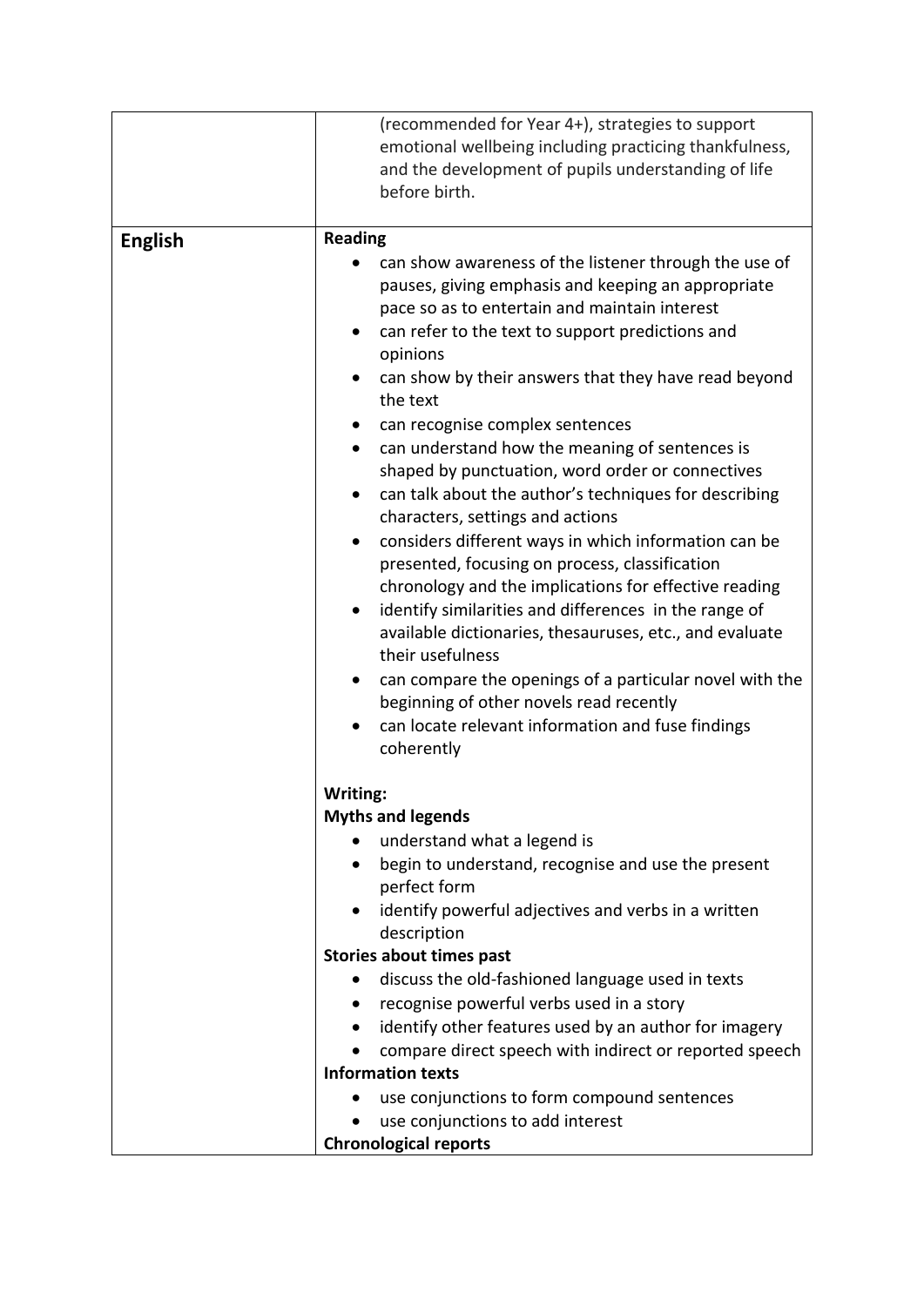| | |
|---|---|
| | (recommended for Year 4+), strategies to support emotional wellbeing including practicing thankfulness, and the development of pupils understanding of life before birth. |
| **English** | **Reading**<br>• can show awareness of the listener through the use of pauses, giving emphasis and keeping an appropriate pace so as to entertain and maintain interest<br>• can refer to the text to support predictions and opinions<br>• can show by their answers that they have read beyond the text<br>• can recognise complex sentences<br>• can understand how the meaning of sentences is shaped by punctuation, word order or connectives<br>• can talk about the author's techniques for describing characters, settings and actions<br>• considers different ways in which information can be presented, focusing on process, classification chronology and the implications for effective reading<br>• identify similarities and differences in the range of available dictionaries, thesauruses, etc., and evaluate their usefulness<br>• can compare the openings of a particular novel with the beginning of other novels read recently<br>• can locate relevant information and fuse findings coherently<br><br>**Writing:**<br>**Myths and legends**<br>• understand what a legend is<br>• begin to understand, recognise and use the present perfect form<br>• identify powerful adjectives and verbs in a written description<br>**Stories about times past**<br>• discuss the old-fashioned language used in texts<br>• recognise powerful verbs used in a story<br>• identify other features used by an author for imagery<br>• compare direct speech with indirect or reported speech<br>**Information texts**<br>• use conjunctions to form compound sentences<br>• use conjunctions to add interest<br>**Chronological reports** |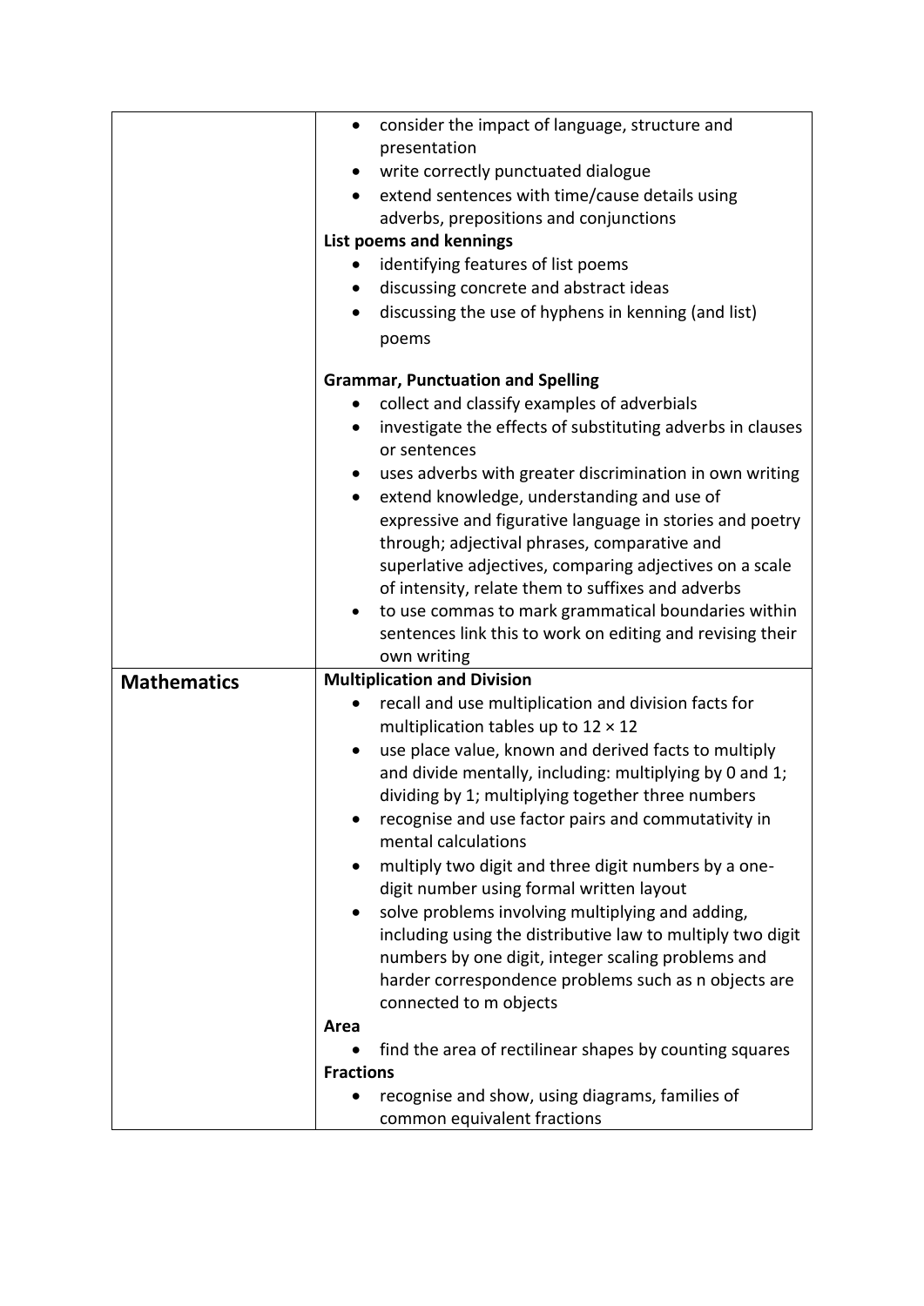| | |
|---|---|
| | • consider the impact of language, structure and presentation<br>• write correctly punctuated dialogue<br>• extend sentences with time/cause details using adverbs, prepositions and conjunctions<br>**List poems and kennings**<br>• identifying features of list poems<br>• discussing concrete and abstract ideas<br>• discussing the use of hyphens in kenning (and list) poems<br><br>**Grammar, Punctuation and Spelling**<br>• collect and classify examples of adverbials<br>• investigate the effects of substituting adverbs in clauses or sentences<br>• uses adverbs with greater discrimination in own writing<br>• extend knowledge, understanding and use of expressive and figurative language in stories and poetry through; adjectival phrases, comparative and superlative adjectives, comparing adjectives on a scale of intensity, relate them to suffixes and adverbs<br>• to use commas to mark grammatical boundaries within sentences link this to work on editing and revising their own writing |
| **Mathematics** | **Multiplication and Division**<br>• recall and use multiplication and division facts for multiplication tables up to 12 × 12<br>• use place value, known and derived facts to multiply and divide mentally, including: multiplying by 0 and 1; dividing by 1; multiplying together three numbers<br>• recognise and use factor pairs and commutativity in mental calculations<br>• multiply two digit and three digit numbers by a one-digit number using formal written layout<br>• solve problems involving multiplying and adding, including using the distributive law to multiply two digit numbers by one digit, integer scaling problems and harder correspondence problems such as n objects are connected to m objects<br>**Area**<br>• find the area of rectilinear shapes by counting squares<br>**Fractions**<br>• recognise and show, using diagrams, families of common equivalent fractions |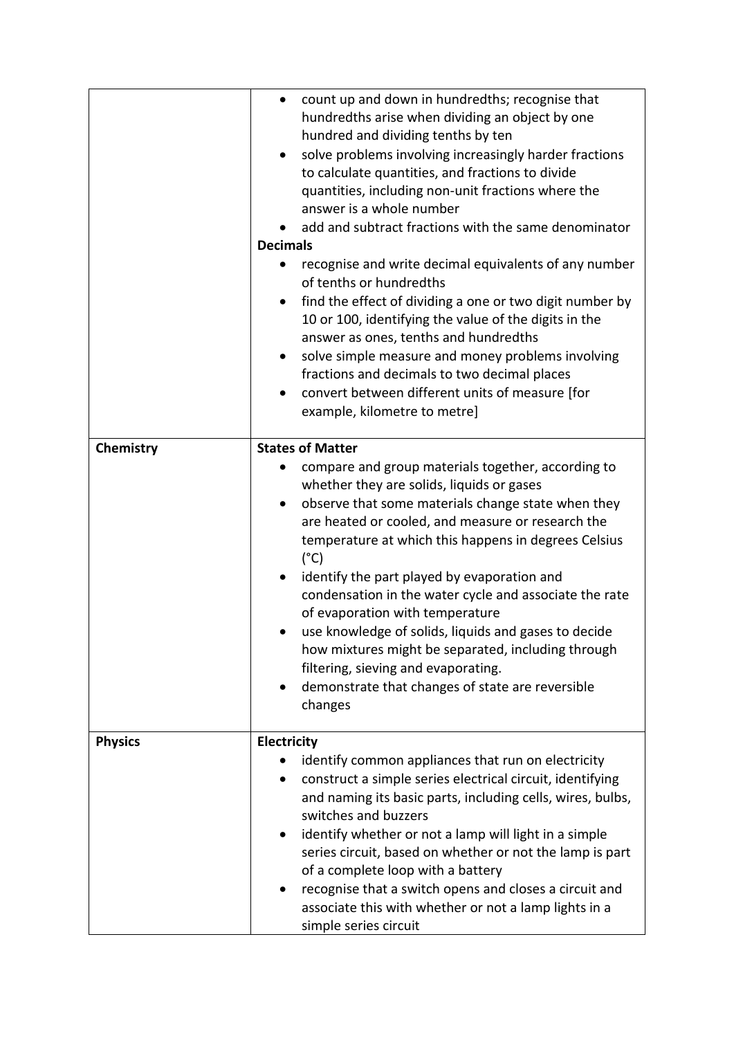| | |
|---|---|
| | • count up and down in hundredths; recognise that hundredths arise when dividing an object by one hundred and dividing tenths by ten<br>• solve problems involving increasingly harder fractions to calculate quantities, and fractions to divide quantities, including non-unit fractions where the answer is a whole number<br>• add and subtract fractions with the same denominator<br>**Decimals**<br>• recognise and write decimal equivalents of any number of tenths or hundredths<br>• find the effect of dividing a one or two digit number by 10 or 100, identifying the value of the digits in the answer as ones, tenths and hundredths<br>• solve simple measure and money problems involving fractions and decimals to two decimal places<br>• convert between different units of measure [for example, kilometre to metre] |
| **Chemistry** | **States of Matter**<br>• compare and group materials together, according to whether they are solids, liquids or gases<br>• observe that some materials change state when they are heated or cooled, and measure or research the temperature at which this happens in degrees Celsius (°C)<br>• identify the part played by evaporation and condensation in the water cycle and associate the rate of evaporation with temperature<br>• use knowledge of solids, liquids and gases to decide how mixtures might be separated, including through filtering, sieving and evaporating.<br>• demonstrate that changes of state are reversible changes |
| **Physics** | **Electricity**<br>• identify common appliances that run on electricity<br>• construct a simple series electrical circuit, identifying and naming its basic parts, including cells, wires, bulbs, switches and buzzers<br>• identify whether or not a lamp will light in a simple series circuit, based on whether or not the lamp is part of a complete loop with a battery<br>• recognise that a switch opens and closes a circuit and associate this with whether or not a lamp lights in a simple series circuit |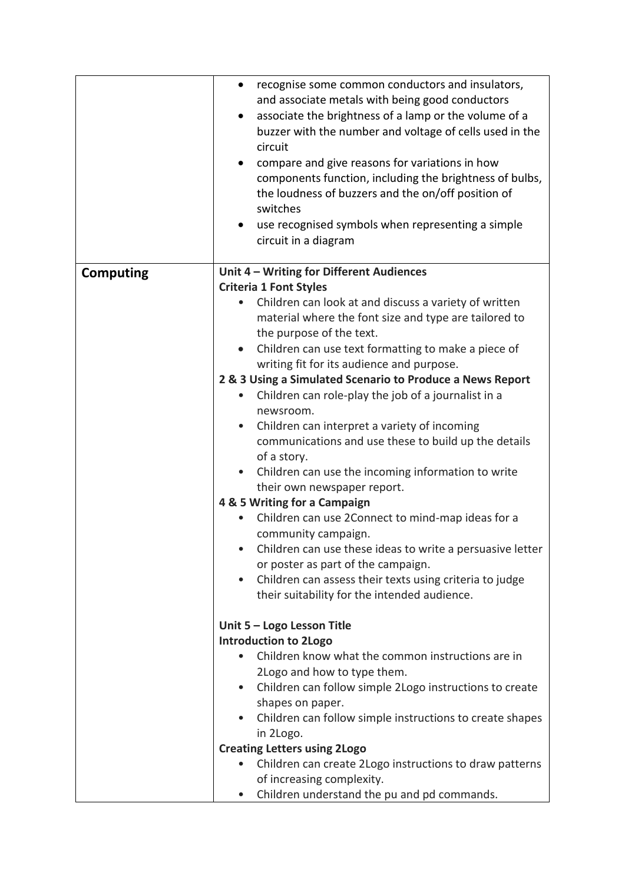| | |
|---|---|
| | • recognise some common conductors and insulators, and associate metals with being good conductors<br>• associate the brightness of a lamp or the volume of a buzzer with the number and voltage of cells used in the circuit<br>• compare and give reasons for variations in how components function, including the brightness of bulbs, the loudness of buzzers and the on/off position of switches<br>• use recognised symbols when representing a simple circuit in a diagram |
| **Computing** | **Unit 4 – Writing for Different Audiences**<br>**Criteria 1 Font Styles**<br>• Children can look at and discuss a variety of written material where the font size and type are tailored to the purpose of the text.<br>• Children can use text formatting to make a piece of writing fit for its audience and purpose.<br>**2 & 3 Using a Simulated Scenario to Produce a News Report**<br>• Children can role-play the job of a journalist in a newsroom.<br>• Children can interpret a variety of incoming communications and use these to build up the details of a story.<br>• Children can use the incoming information to write their own newspaper report.<br>**4 & 5 Writing for a Campaign**<br>• Children can use 2Connect to mind-map ideas for a community campaign.<br>• Children can use these ideas to write a persuasive letter or poster as part of the campaign.<br>• Children can assess their texts using criteria to judge their suitability for the intended audience.<br><br>**Unit 5 – Logo Lesson Title**<br>**Introduction to 2Logo**<br>• Children know what the common instructions are in 2Logo and how to type them.<br>• Children can follow simple 2Logo instructions to create shapes on paper.<br>• Children can follow simple instructions to create shapes in 2Logo.<br>**Creating Letters using 2Logo**<br>• Children can create 2Logo instructions to draw patterns of increasing complexity.<br>• Children understand the pu and pd commands. |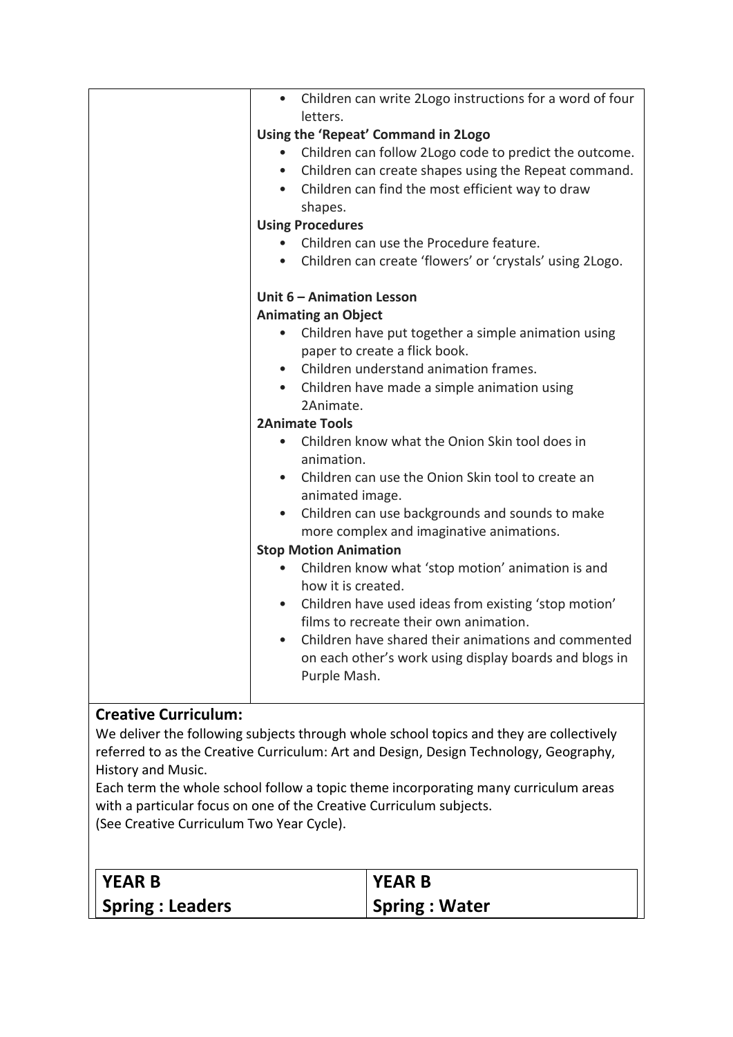| | |
|---|---|
| | • Children can write 2Logo instructions for a word of four letters.<br>**Using the 'Repeat' Command in 2Logo**<br>• Children can follow 2Logo code to predict the outcome.<br>• Children can create shapes using the Repeat command.<br>• Children can find the most efficient way to draw shapes.<br>**Using Procedures**<br>• Children can use the Procedure feature.<br>• Children can create 'flowers' or 'crystals' using 2Logo.<br><br>**Unit 6 – Animation Lesson**<br>**Animating an Object**<br>• Children have put together a simple animation using paper to create a flick book.<br>• Children understand animation frames.<br>• Children have made a simple animation using 2Animate.<br>**2Animate Tools**<br>• Children know what the Onion Skin tool does in animation.<br>• Children can use the Onion Skin tool to create an animated image.<br>• Children can use backgrounds and sounds to make more complex and imaginative animations.<br>**Stop Motion Animation**<br>• Children know what 'stop motion' animation is and how it is created.<br>• Children have used ideas from existing 'stop motion' films to recreate their own animation.<br>• Children have shared their animations and commented on each other's work using display boards and blogs in Purple Mash. |

**Creative Curriculum:**

We deliver the following subjects through whole school topics and they are collectively referred to as the Creative Curriculum: Art and Design, Design Technology, Geography, History and Music.

Each term the whole school follow a topic theme incorporating many curriculum areas with a particular focus on one of the Creative Curriculum subjects.

(See Creative Curriculum Two Year Cycle).

| **YEAR B**<br>**Spring : Leaders** | **YEAR B**<br>**Spring : Water** |
|---|---|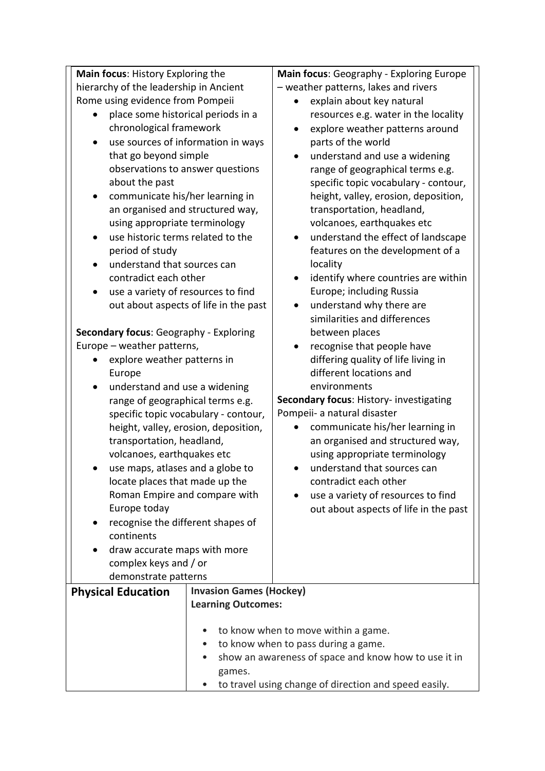| | |
|---|---|
| **Main focus**: History Exploring the hierarchy of the leadership in Ancient Rome using evidence from Pompeii<br>• place some historical periods in a chronological framework<br>• use sources of information in ways that go beyond simple observations to answer questions about the past<br>• communicate his/her learning in an organised and structured way, using appropriate terminology<br>• use historic terms related to the period of study<br>• understand that sources can contradict each other<br>• use a variety of resources to find out about aspects of life in the past<br><br>**Secondary focus**: Geography - Exploring Europe – weather patterns,<br>• explore weather patterns in Europe<br>• understand and use a widening range of geographical terms e.g. specific topic vocabulary - contour, height, valley, erosion, deposition, transportation, headland, volcanoes, earthquakes etc<br>• use maps, atlases and a globe to locate places that made up the Roman Empire and compare with Europe today<br>• recognise the different shapes of continents<br>• draw accurate maps with more complex keys and / or demonstrate patterns | **Main focus**: Geography - Exploring Europe – weather patterns, lakes and rivers<br>• explain about key natural resources e.g. water in the locality<br>• explore weather patterns around parts of the world<br>• understand and use a widening range of geographical terms e.g. specific topic vocabulary - contour, height, valley, erosion, deposition, transportation, headland, volcanoes, earthquakes etc<br>• understand the effect of landscape features on the development of a locality<br>• identify where countries are within Europe; including Russia<br>• understand why there are similarities and differences between places<br>• recognise that people have differing quality of life living in different locations and environments<br>**Secondary focus**: History- investigating Pompeii- a natural disaster<br>• communicate his/her learning in an organised and structured way, using appropriate terminology<br>• understand that sources can contradict each other<br>• use a variety of resources to find out about aspects of life in the past |
| **Physical Education** | **Invasion Games (Hockey)**<br>**Learning Outcomes:**<br><br>• to know when to move within a game.<br>• to know when to pass during a game.<br>• show an awareness of space and know how to use it in games.<br>• to travel using change of direction and speed easily. |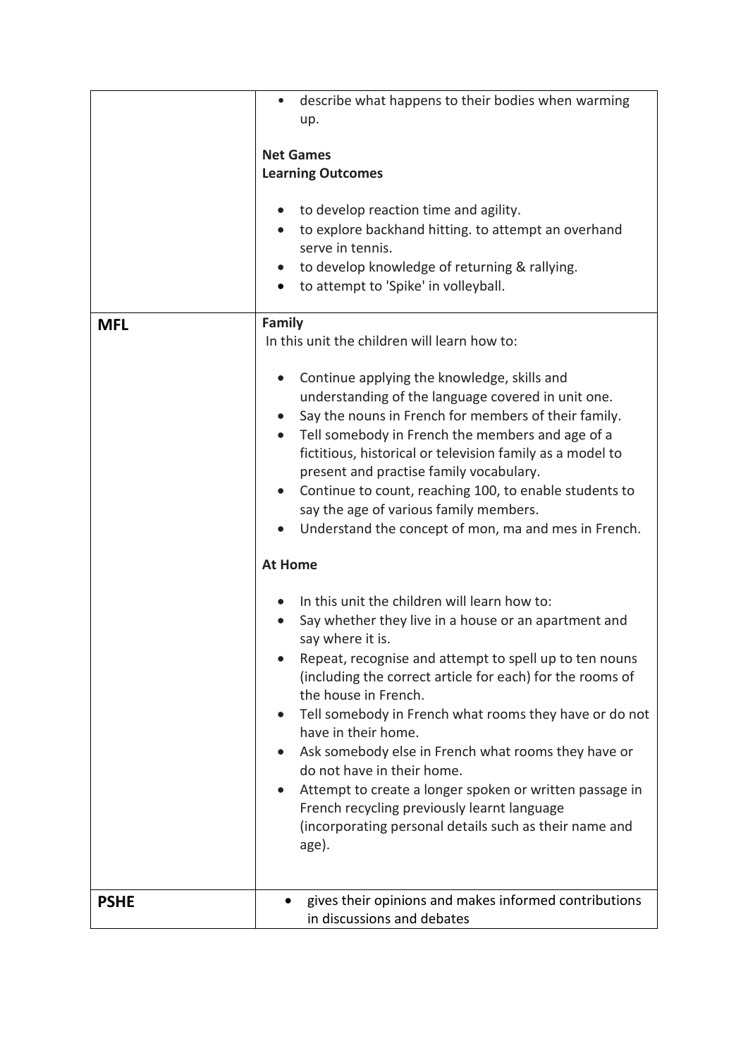| | |
|---|---|
| | • describe what happens to their bodies when warming up.<br><br>**Net Games**<br>**Learning Outcomes**<br><br>• to develop reaction time and agility.<br>• to explore backhand hitting. to attempt an overhand serve in tennis.<br>• to develop knowledge of returning & rallying.<br>• to attempt to 'Spike' in volleyball. |
| **MFL** | **Family**<br>In this unit the children will learn how to:<br><br>• Continue applying the knowledge, skills and understanding of the language covered in unit one.<br>• Say the nouns in French for members of their family.<br>• Tell somebody in French the members and age of a fictitious, historical or television family as a model to present and practise family vocabulary.<br>• Continue to count, reaching 100, to enable students to say the age of various family members.<br>• Understand the concept of mon, ma and mes in French.<br><br>**At Home**<br><br>• In this unit the children will learn how to:<br>• Say whether they live in a house or an apartment and say where it is.<br>• Repeat, recognise and attempt to spell up to ten nouns (including the correct article for each) for the rooms of the house in French.<br>• Tell somebody in French what rooms they have or do not have in their home.<br>• Ask somebody else in French what rooms they have or do not have in their home.<br>• Attempt to create a longer spoken or written passage in French recycling previously learnt language (incorporating personal details such as their name and age). |
| **PSHE** | • gives their opinions and makes informed contributions in discussions and debates |